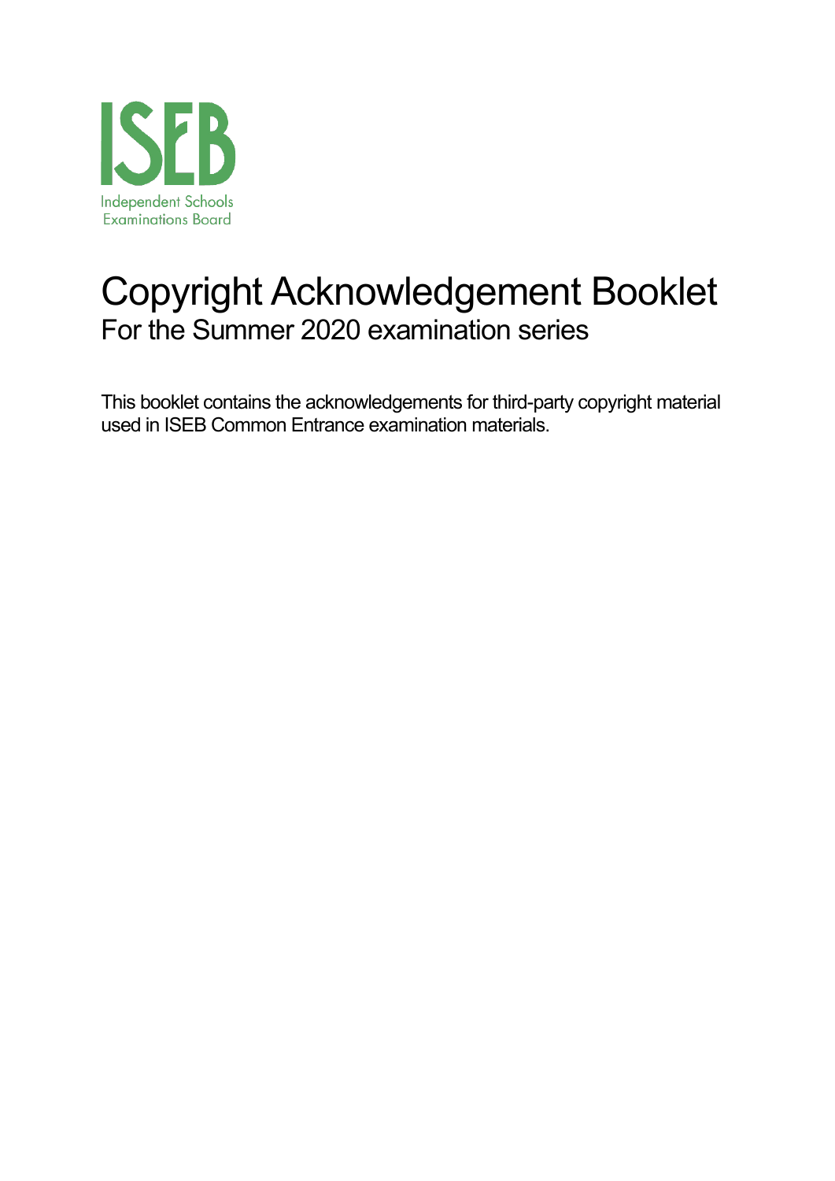ISEB

Independent Schools Examinations Board

# Copyright Acknowledgement Booklet

## For the Summer 2020 examination series

This booklet contains the acknowledgements for third-party copyright material used in ISEB Common Entrance examination materials.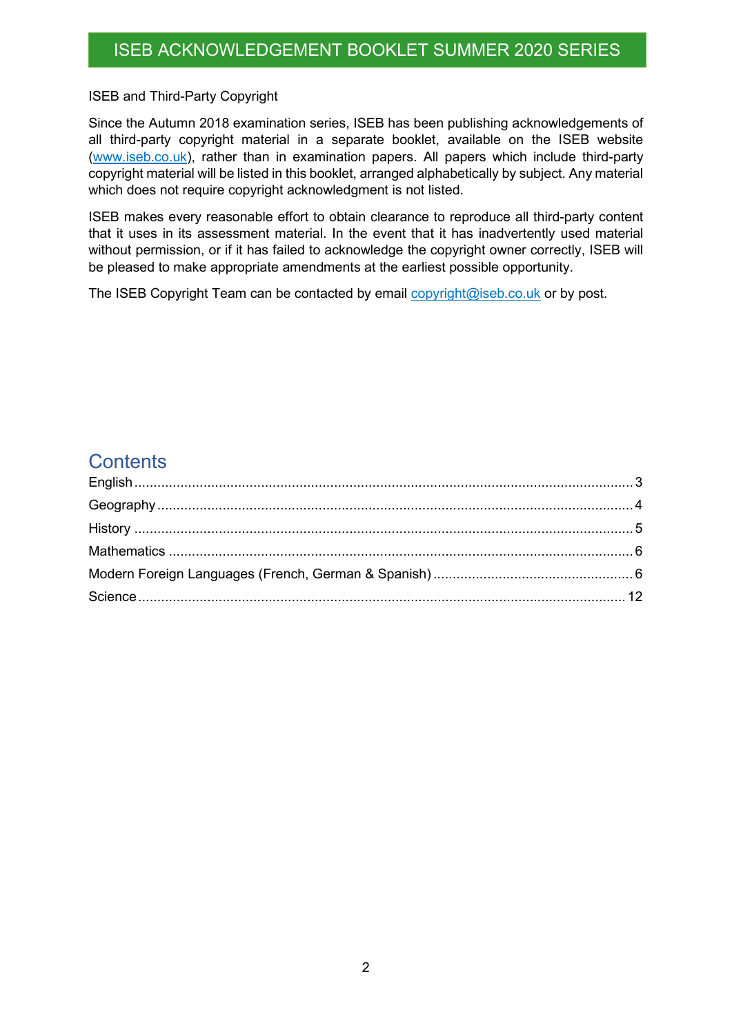# ISEB ACKNOWLEDGEMENT BOOKLET SUMMER 2020 SERIES

ISEB and Third-Party Copyright

Since the Autumn 2018 examination series, ISEB has been publishing acknowledgements of all third-party copyright material in a separate booklet, available on the ISEB website (www.iseb.co.uk), rather than in examination papers. All papers which include third-party copyright material will be listed in this booklet, arranged alphabetically by subject. Any material which does not require copyright acknowledgment is not listed.

ISEB makes every reasonable effort to obtain clearance to reproduce all third-party content that it uses in its assessment material. In the event that it has inadvertently used material without permission, or if it has failed to acknowledge the copyright owner correctly, ISEB will be pleased to make appropriate amendments at the earliest possible opportunity.

The ISEB Copyright Team can be contacted by email copyright@iseb.co.uk or by post.

## Contents

- English ........ 3
- Geography ........ 4
- History ........ 5
- Mathematics ........ 6
- Modern Foreign Languages (French, German & Spanish) ........ 6
- Science ........ 12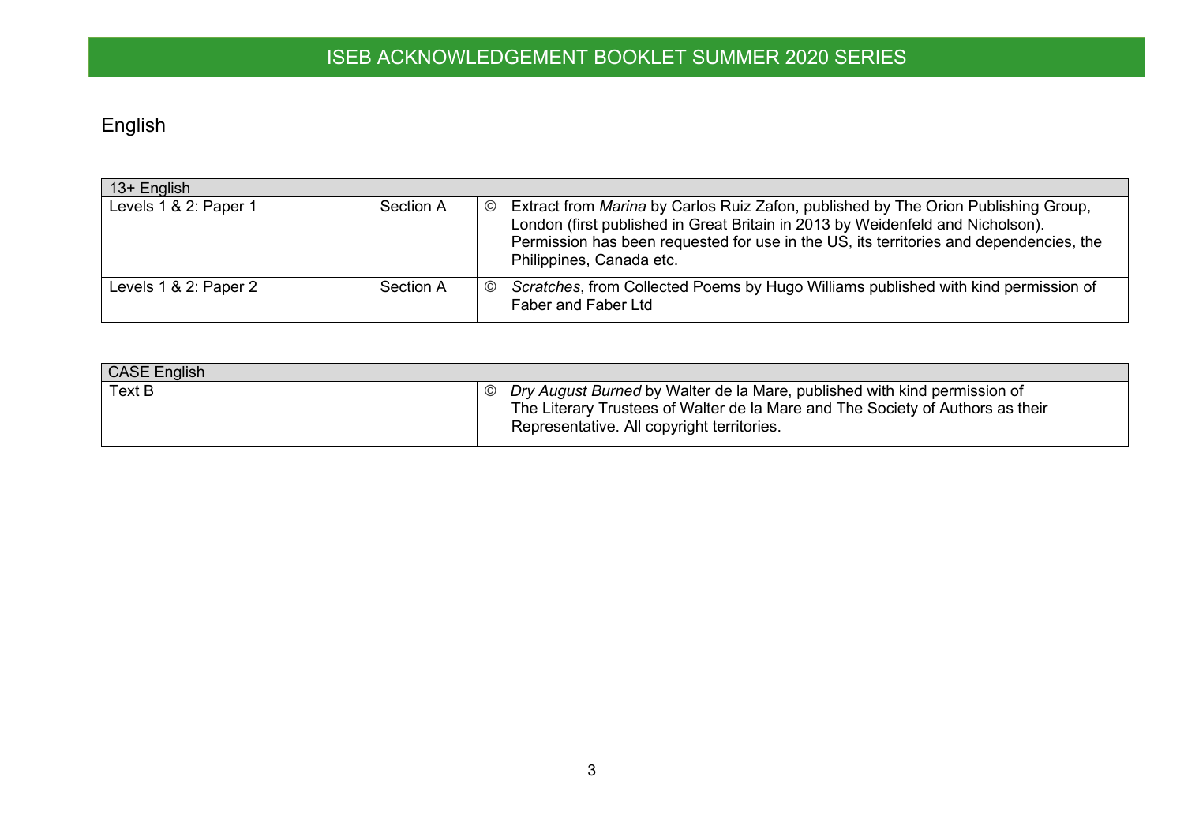# ISEB ACKNOWLEDGEMENT BOOKLET SUMMER 2020 SERIES

## English

| 13+ English | | |
|---|---|---|
| Levels 1 & 2: Paper 1 | Section A | © Extract from *Marina* by Carlos Ruiz Zafon, published by The Orion Publishing Group, London (first published in Great Britain in 2013 by Weidenfeld and Nicholson). Permission has been requested for use in the US, its territories and dependencies, the Philippines, Canada etc. |
| Levels 1 & 2: Paper 2 | Section A | © *Scratches*, from Collected Poems by Hugo Williams published with kind permission of Faber and Faber Ltd |

| CASE English | | |
|---|---|---|
| Text B | | © *Dry August Burned* by Walter de la Mare, published with kind permission of The Literary Trustees of Walter de la Mare and The Society of Authors as their Representative. All copyright territories. |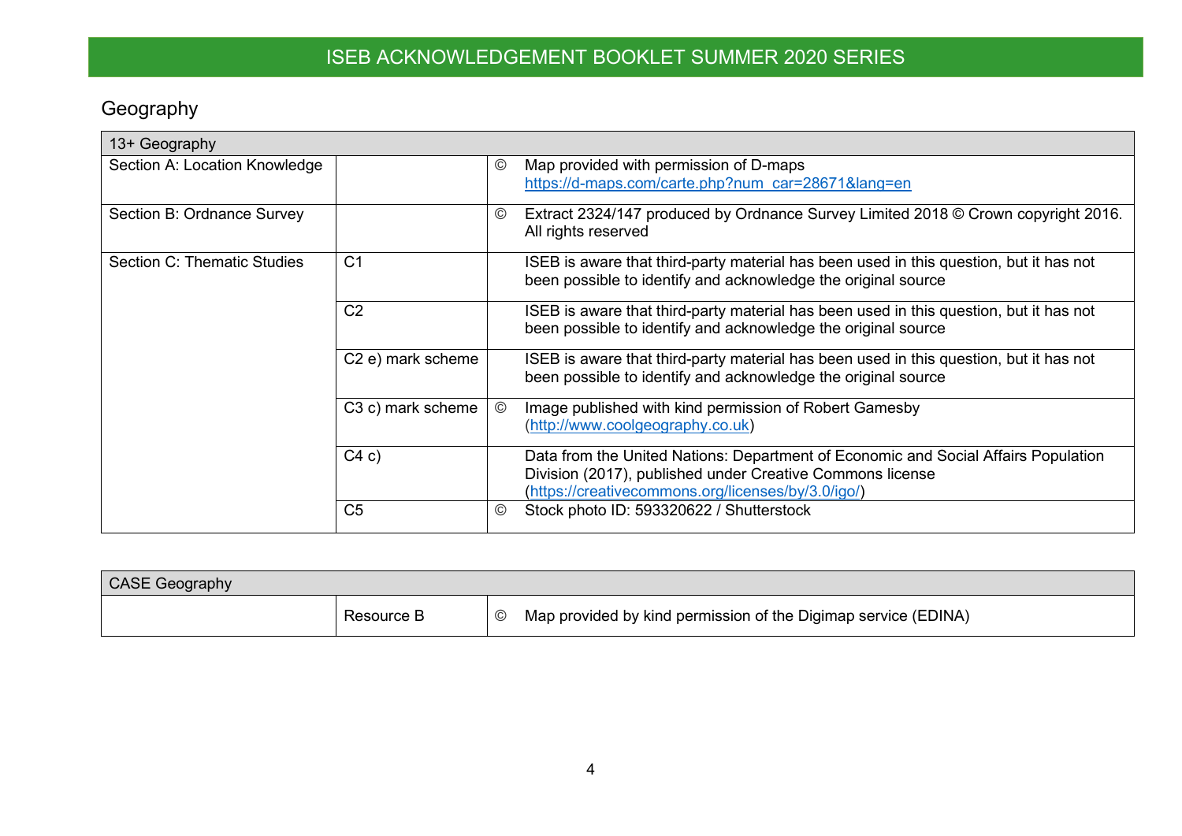# ISEB ACKNOWLEDGEMENT BOOKLET SUMMER 2020 SERIES

## Geography

| 13+ Geography | | | |
|---|---|---|---|
| Section A: Location Knowledge | | © | Map provided with permission of D-maps https://d-maps.com/carte.php?num_car=28671&lang=en |
| Section B: Ordnance Survey | | © | Extract 2324/147 produced by Ordnance Survey Limited 2018 © Crown copyright 2016. All rights reserved |
| Section C: Thematic Studies | C1 | | ISEB is aware that third-party material has been used in this question, but it has not been possible to identify and acknowledge the original source |
| | C2 | | ISEB is aware that third-party material has been used in this question, but it has not been possible to identify and acknowledge the original source |
| | C2 e) mark scheme | | ISEB is aware that third-party material has been used in this question, but it has not been possible to identify and acknowledge the original source |
| | C3 c) mark scheme | © | Image published with kind permission of Robert Gamesby (http://www.coolgeography.co.uk) |
| | C4 c) | | Data from the United Nations: Department of Economic and Social Affairs Population Division (2017), published under Creative Commons license (https://creativecommons.org/licenses/by/3.0/igo/) |
| | C5 | © | Stock photo ID: 593320622 / Shutterstock |

| CASE Geography | | | |
|---|---|---|---|
| | Resource B | © | Map provided by kind permission of the Digimap service (EDINA) |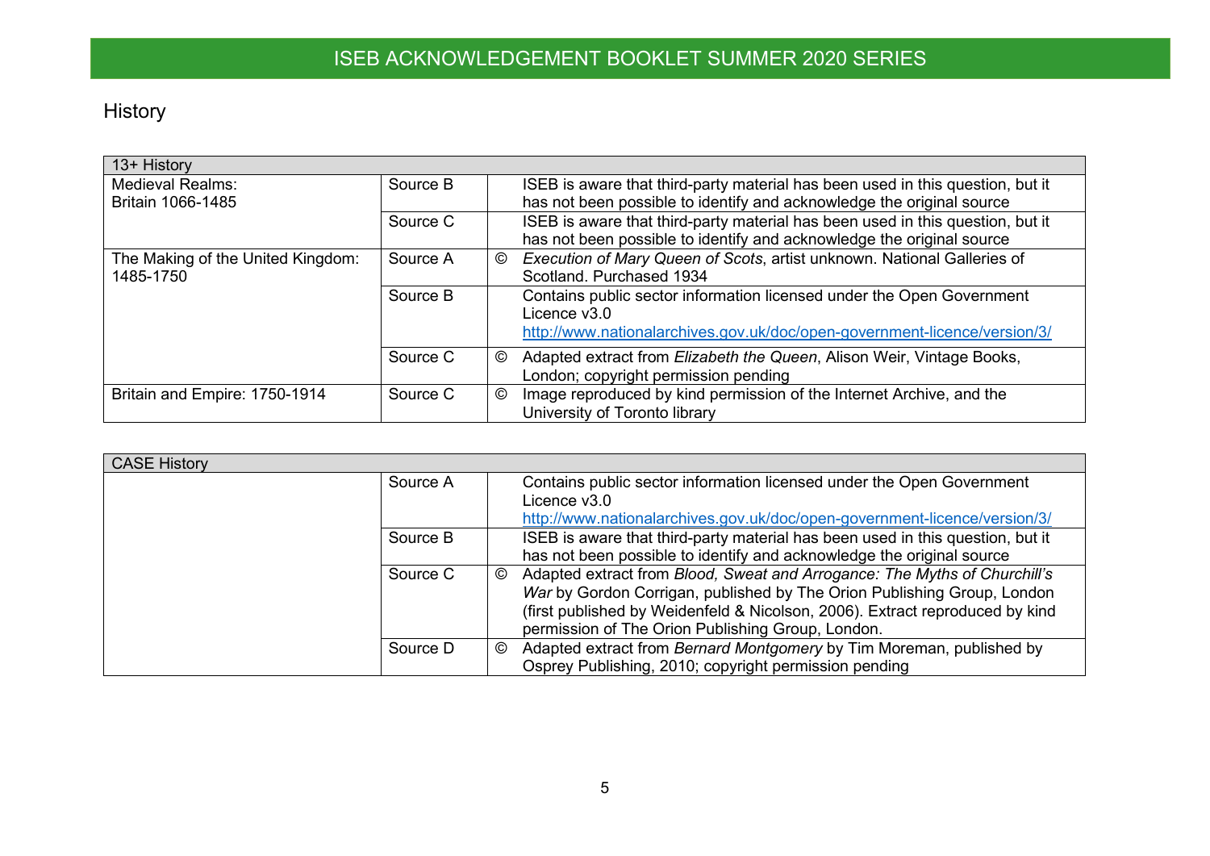## History

| 13+ History | | | |
|---|---|---|---|
| Medieval Realms: Britain 1066-1485 | Source B | | ISEB is aware that third-party material has been used in this question, but it has not been possible to identify and acknowledge the original source |
| | Source C | | ISEB is aware that third-party material has been used in this question, but it has not been possible to identify and acknowledge the original source |
| The Making of the United Kingdom: 1485-1750 | Source A | © | *Execution of Mary Queen of Scots*, artist unknown. National Galleries of Scotland. Purchased 1934 |
| | Source B | | Contains public sector information licensed under the Open Government Licence v3.0 http://www.nationalarchives.gov.uk/doc/open-government-licence/version/3/ |
| | Source C | © | Adapted extract from *Elizabeth the Queen*, Alison Weir, Vintage Books, London; copyright permission pending |
| Britain and Empire: 1750-1914 | Source C | © | Image reproduced by kind permission of the Internet Archive, and the University of Toronto library |

| CASE History | | | |
|---|---|---|---|
| | Source A | | Contains public sector information licensed under the Open Government Licence v3.0 http://www.nationalarchives.gov.uk/doc/open-government-licence/version/3/ |
| | Source B | | ISEB is aware that third-party material has been used in this question, but it has not been possible to identify and acknowledge the original source |
| | Source C | © | Adapted extract from *Blood, Sweat and Arrogance: The Myths of Churchill's War* by Gordon Corrigan, published by The Orion Publishing Group, London (first published by Weidenfeld & Nicolson, 2006). Extract reproduced by kind permission of The Orion Publishing Group, London. |
| | Source D | © | Adapted extract from *Bernard Montgomery* by Tim Moreman, published by Osprey Publishing, 2010; copyright permission pending |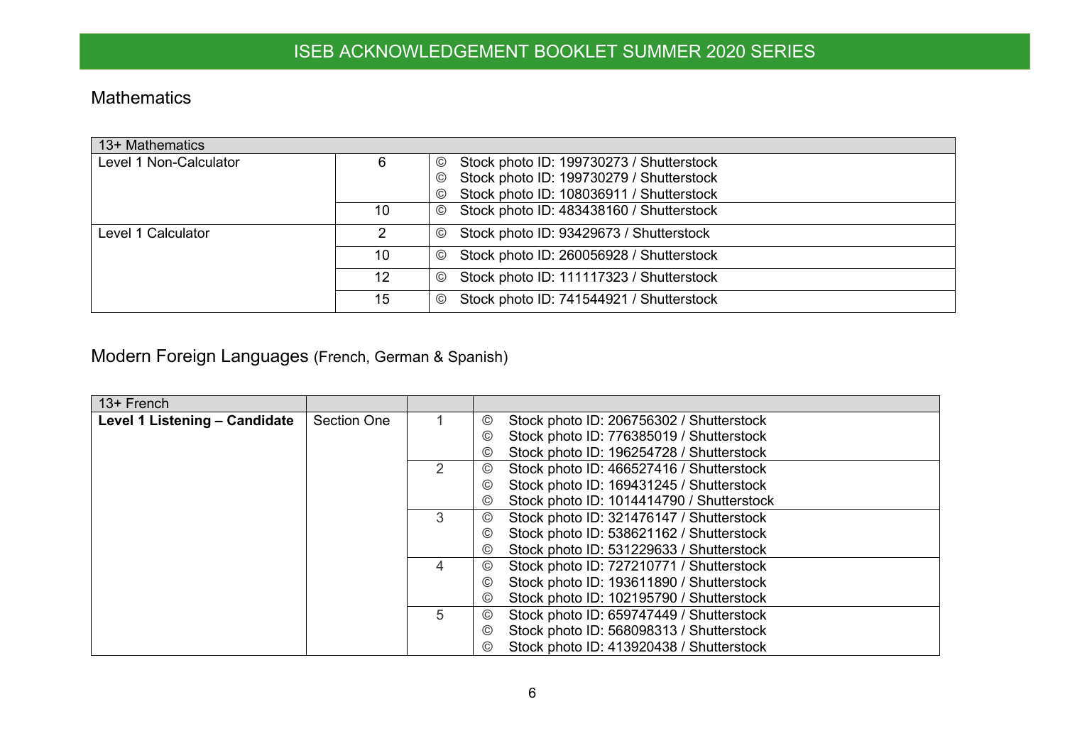## Mathematics

| 13+ Mathematics | | |
|---|---|---|
| Level 1 Non-Calculator | 6 | © Stock photo ID: 199730273 / Shutterstock<br>© Stock photo ID: 199730279 / Shutterstock<br>© Stock photo ID: 108036911 / Shutterstock |
| | 10 | © Stock photo ID: 483438160 / Shutterstock |
| Level 1 Calculator | 2 | © Stock photo ID: 93429673 / Shutterstock |
| | 10 | © Stock photo ID: 260056928 / Shutterstock |
| | 12 | © Stock photo ID: 111117323 / Shutterstock |
| | 15 | © Stock photo ID: 741544921 / Shutterstock |

## Modern Foreign Languages (French, German & Spanish)

| 13+ French | | | |
|---|---|---|---|
| **Level 1 Listening – Candidate** | Section One | 1 | © Stock photo ID: 206756302 / Shutterstock<br>© Stock photo ID: 776385019 / Shutterstock<br>© Stock photo ID: 196254728 / Shutterstock |
| | | 2 | © Stock photo ID: 466527416 / Shutterstock<br>© Stock photo ID: 169431245 / Shutterstock<br>© Stock photo ID: 1014414790 / Shutterstock |
| | | 3 | © Stock photo ID: 321476147 / Shutterstock<br>© Stock photo ID: 538621162 / Shutterstock<br>© Stock photo ID: 531229633 / Shutterstock |
| | | 4 | © Stock photo ID: 727210771 / Shutterstock<br>© Stock photo ID: 193611890 / Shutterstock<br>© Stock photo ID: 102195790 / Shutterstock |
| | | 5 | © Stock photo ID: 659747449 / Shutterstock<br>© Stock photo ID: 568098313 / Shutterstock<br>© Stock photo ID: 413920438 / Shutterstock |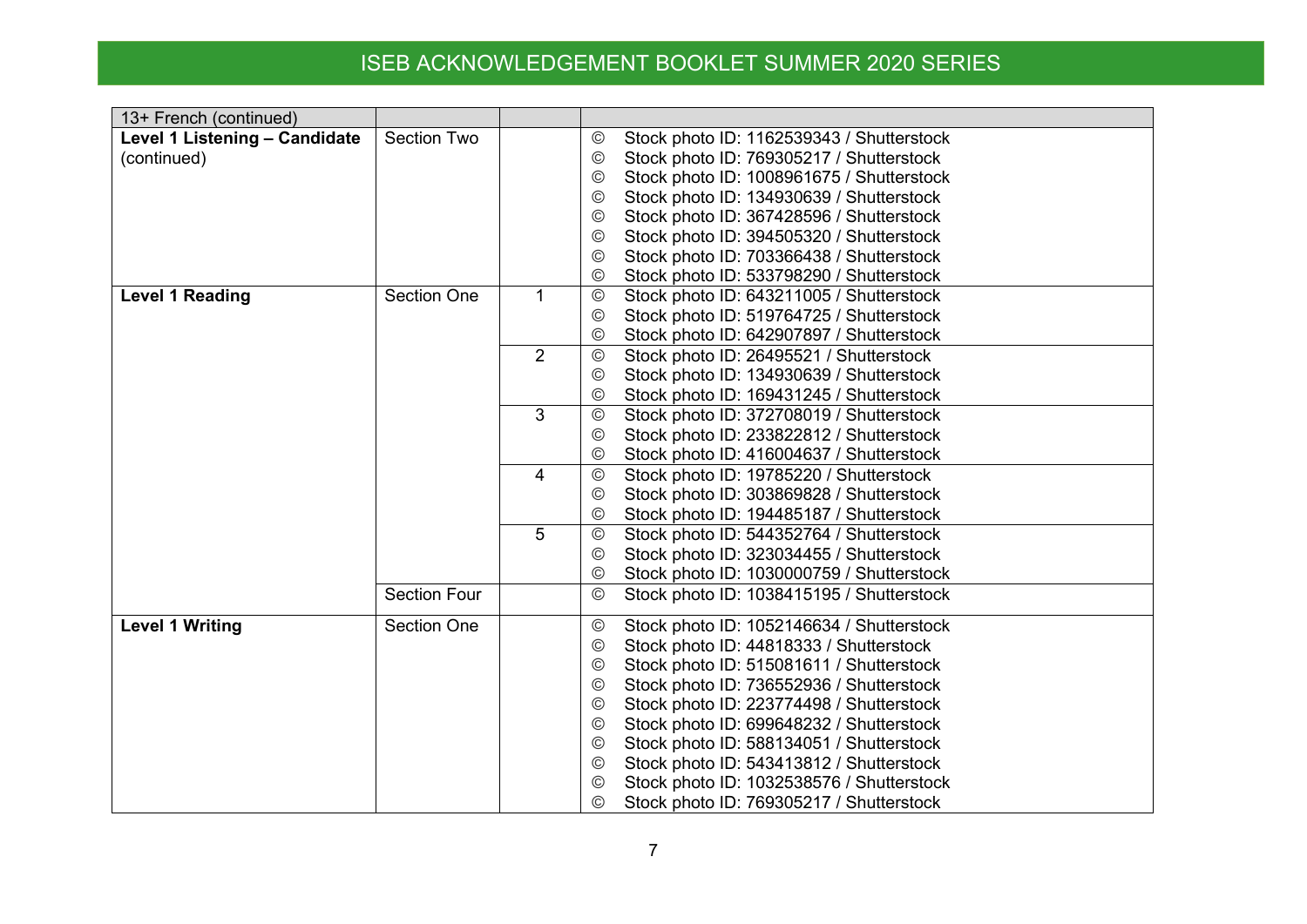ISEB ACKNOWLEDGEMENT BOOKLET SUMMER 2020 SERIES

| 13+ French (continued) | | | |
|---|---|---|---|
| **Level 1 Listening – Candidate** (continued) | Section Two | | © Stock photo ID: 1162539343 / Shutterstock<br>© Stock photo ID: 769305217 / Shutterstock<br>© Stock photo ID: 1008961675 / Shutterstock<br>© Stock photo ID: 134930639 / Shutterstock<br>© Stock photo ID: 367428596 / Shutterstock<br>© Stock photo ID: 394505320 / Shutterstock<br>© Stock photo ID: 703366438 / Shutterstock<br>© Stock photo ID: 533798290 / Shutterstock |
| **Level 1 Reading** | Section One | 1 | © Stock photo ID: 643211005 / Shutterstock<br>© Stock photo ID: 519764725 / Shutterstock<br>© Stock photo ID: 642907897 / Shutterstock |
| | | 2 | © Stock photo ID: 26495521 / Shutterstock<br>© Stock photo ID: 134930639 / Shutterstock<br>© Stock photo ID: 169431245 / Shutterstock |
| | | 3 | © Stock photo ID: 372708019 / Shutterstock<br>© Stock photo ID: 233822812 / Shutterstock<br>© Stock photo ID: 416004637 / Shutterstock |
| | | 4 | © Stock photo ID: 19785220 / Shutterstock<br>© Stock photo ID: 303869828 / Shutterstock<br>© Stock photo ID: 194485187 / Shutterstock |
| | | 5 | © Stock photo ID: 544352764 / Shutterstock<br>© Stock photo ID: 323034455 / Shutterstock<br>© Stock photo ID: 1030000759 / Shutterstock |
| | Section Four | | © Stock photo ID: 1038415195 / Shutterstock |
| **Level 1 Writing** | Section One | | © Stock photo ID: 1052146634 / Shutterstock<br>© Stock photo ID: 44818333 / Shutterstock<br>© Stock photo ID: 515081611 / Shutterstock<br>© Stock photo ID: 736552936 / Shutterstock<br>© Stock photo ID: 223774498 / Shutterstock<br>© Stock photo ID: 699648232 / Shutterstock<br>© Stock photo ID: 588134051 / Shutterstock<br>© Stock photo ID: 543413812 / Shutterstock<br>© Stock photo ID: 1032538576 / Shutterstock<br>© Stock photo ID: 769305217 / Shutterstock |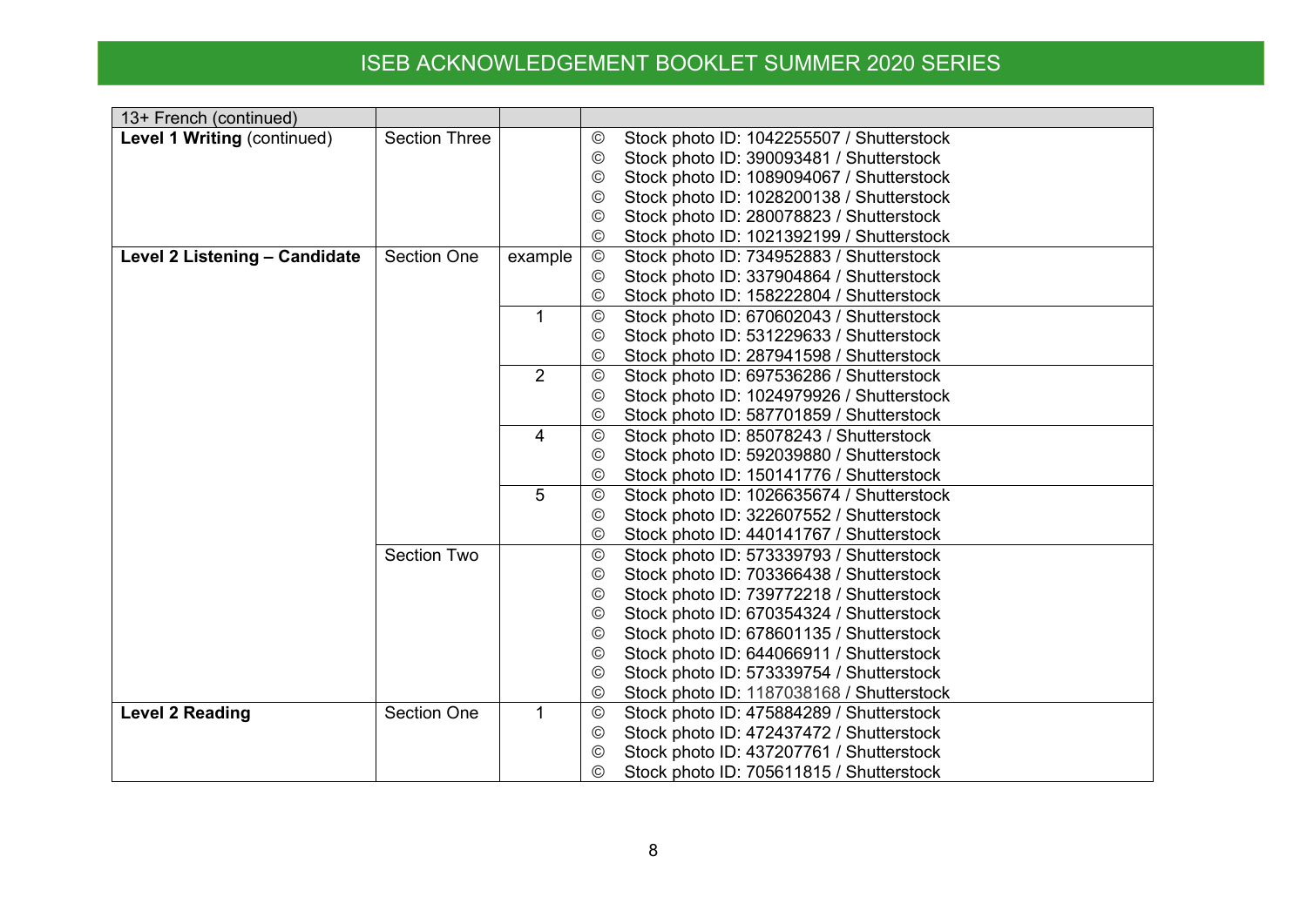| 13+ French (continued) | | | |
|---|---|---|---|
| **Level 1 Writing** (continued) | Section Three | | © Stock photo ID: 1042255507 / Shutterstock |
| | | | © Stock photo ID: 390093481 / Shutterstock |
| | | | © Stock photo ID: 1089094067 / Shutterstock |
| | | | © Stock photo ID: 1028200138 / Shutterstock |
| | | | © Stock photo ID: 280078823 / Shutterstock |
| | | | © Stock photo ID: 1021392199 / Shutterstock |
| **Level 2 Listening – Candidate** | Section One | example | © Stock photo ID: 734952883 / Shutterstock |
| | | | © Stock photo ID: 337904864 / Shutterstock |
| | | | © Stock photo ID: 158222804 / Shutterstock |
| | | 1 | © Stock photo ID: 670602043 / Shutterstock |
| | | | © Stock photo ID: 531229633 / Shutterstock |
| | | | © Stock photo ID: 287941598 / Shutterstock |
| | | 2 | © Stock photo ID: 697536286 / Shutterstock |
| | | | © Stock photo ID: 1024979926 / Shutterstock |
| | | | © Stock photo ID: 587701859 / Shutterstock |
| | | 4 | © Stock photo ID: 85078243 / Shutterstock |
| | | | © Stock photo ID: 592039880 / Shutterstock |
| | | | © Stock photo ID: 150141776 / Shutterstock |
| | | 5 | © Stock photo ID: 1026635674 / Shutterstock |
| | | | © Stock photo ID: 322607552 / Shutterstock |
| | | | © Stock photo ID: 440141767 / Shutterstock |
| | Section Two | | © Stock photo ID: 573339793 / Shutterstock |
| | | | © Stock photo ID: 703366438 / Shutterstock |
| | | | © Stock photo ID: 739772218 / Shutterstock |
| | | | © Stock photo ID: 670354324 / Shutterstock |
| | | | © Stock photo ID: 678601135 / Shutterstock |
| | | | © Stock photo ID: 644066911 / Shutterstock |
| | | | © Stock photo ID: 573339754 / Shutterstock |
| | | | © Stock photo ID: 1187038168 / Shutterstock |
| **Level 2 Reading** | Section One | 1 | © Stock photo ID: 475884289 / Shutterstock |
| | | | © Stock photo ID: 472437472 / Shutterstock |
| | | | © Stock photo ID: 437207761 / Shutterstock |
| | | | © Stock photo ID: 705611815 / Shutterstock |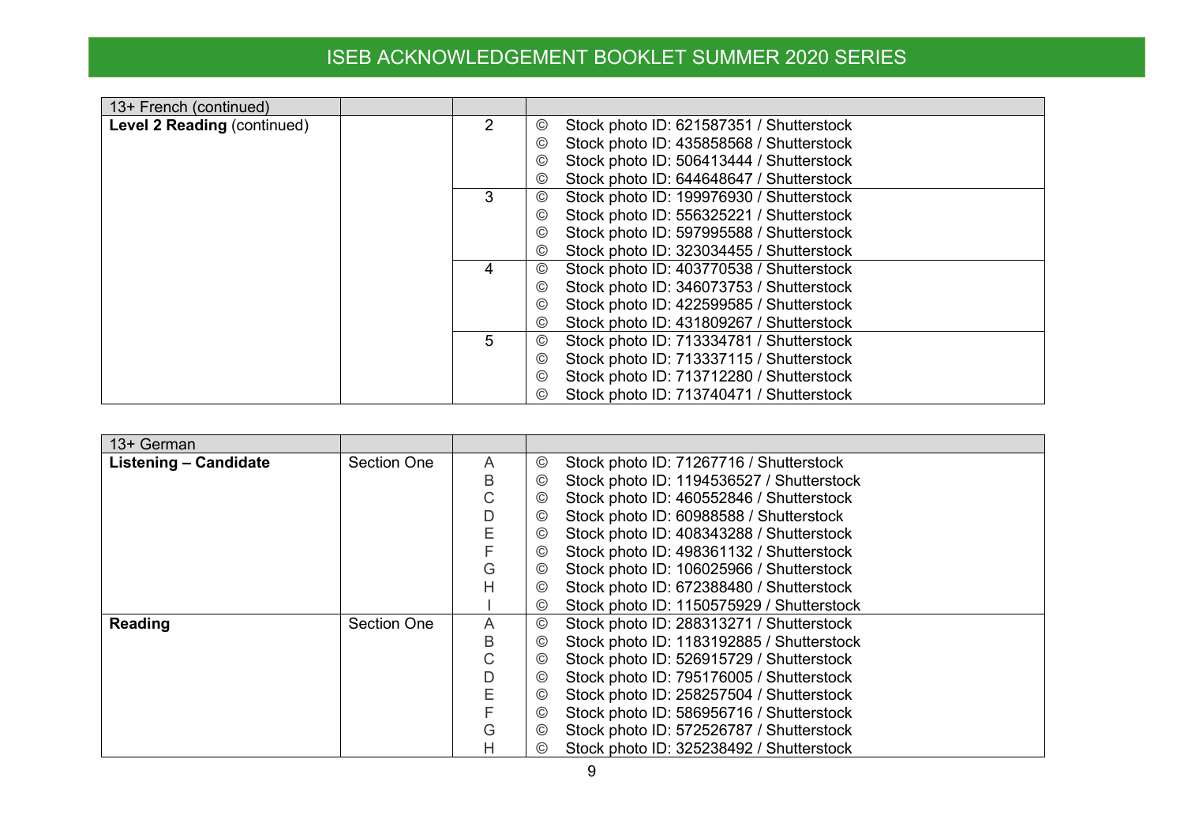| 13+ French (continued) | | | |
|---|---|---|---|
| **Level 2 Reading** (continued) | | 2 | © Stock photo ID: 621587351 / Shutterstock |
| | | | © Stock photo ID: 435858568 / Shutterstock |
| | | | © Stock photo ID: 506413444 / Shutterstock |
| | | | © Stock photo ID: 644648647 / Shutterstock |
| | | 3 | © Stock photo ID: 199976930 / Shutterstock |
| | | | © Stock photo ID: 556325221 / Shutterstock |
| | | | © Stock photo ID: 597995588 / Shutterstock |
| | | | © Stock photo ID: 323034455 / Shutterstock |
| | | 4 | © Stock photo ID: 403770538 / Shutterstock |
| | | | © Stock photo ID: 346073753 / Shutterstock |
| | | | © Stock photo ID: 422599585 / Shutterstock |
| | | | © Stock photo ID: 431809267 / Shutterstock |
| | | 5 | © Stock photo ID: 713334781 / Shutterstock |
| | | | © Stock photo ID: 713337115 / Shutterstock |
| | | | © Stock photo ID: 713712280 / Shutterstock |
| | | | © Stock photo ID: 713740471 / Shutterstock |

| 13+ German | | | |
|---|---|---|---|
| **Listening – Candidate** | Section One | A | © Stock photo ID: 71267716 / Shutterstock |
| | | B | © Stock photo ID: 1194536527 / Shutterstock |
| | | C | © Stock photo ID: 460552846 / Shutterstock |
| | | D | © Stock photo ID: 60988588 / Shutterstock |
| | | E | © Stock photo ID: 408343288 / Shutterstock |
| | | F | © Stock photo ID: 498361132 / Shutterstock |
| | | G | © Stock photo ID: 106025966 / Shutterstock |
| | | H | © Stock photo ID: 672388480 / Shutterstock |
| | | I | © Stock photo ID: 1150575929 / Shutterstock |
| **Reading** | Section One | A | © Stock photo ID: 288313271 / Shutterstock |
| | | B | © Stock photo ID: 1183192885 / Shutterstock |
| | | C | © Stock photo ID: 526915729 / Shutterstock |
| | | D | © Stock photo ID: 795176005 / Shutterstock |
| | | E | © Stock photo ID: 258257504 / Shutterstock |
| | | F | © Stock photo ID: 586956716 / Shutterstock |
| | | G | © Stock photo ID: 572526787 / Shutterstock |
| | | H | © Stock photo ID: 325238492 / Shutterstock |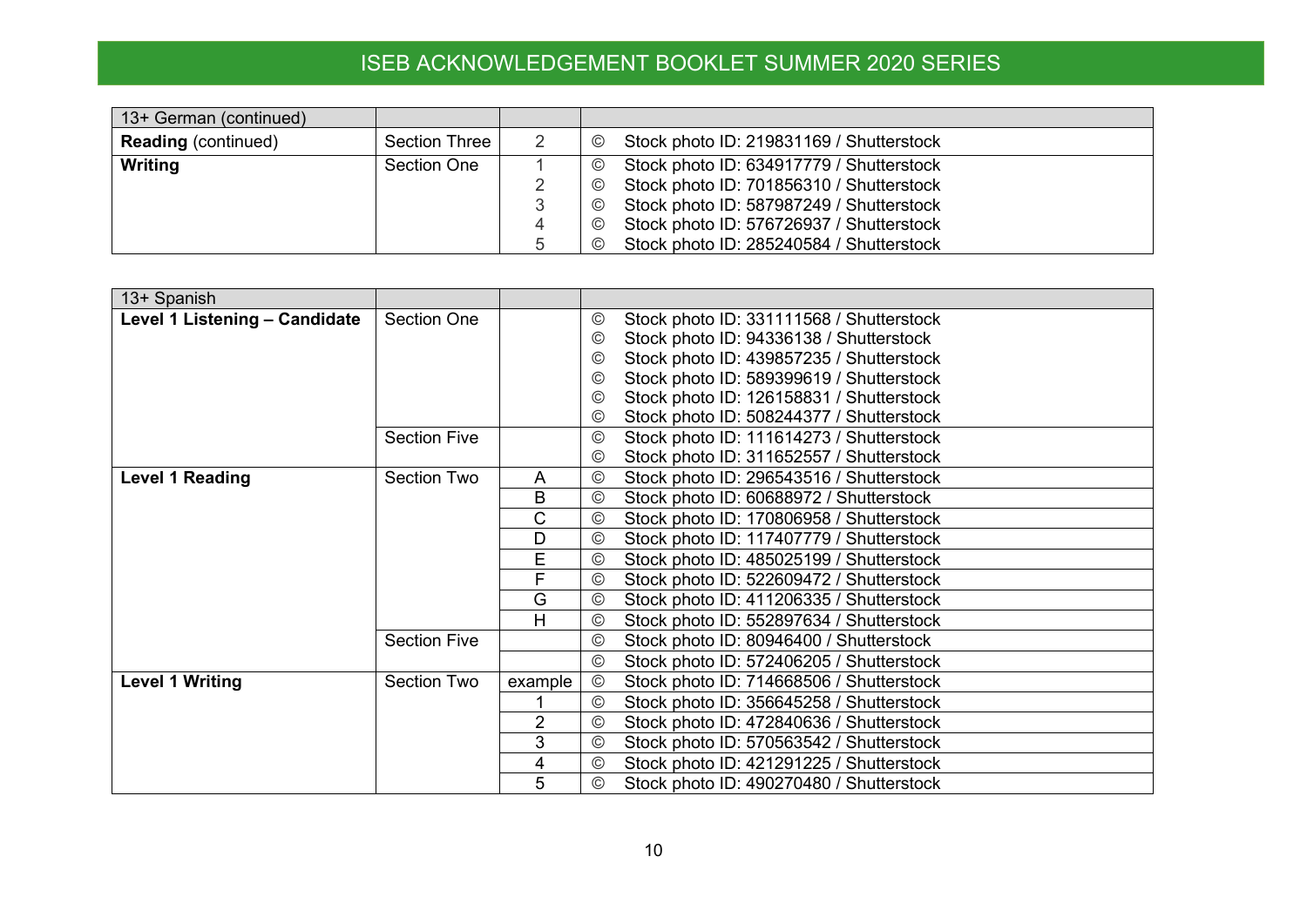| 13+ German (continued) | | | |
|---|---|---|---|
| **Reading** (continued) | Section Three | 2 | © Stock photo ID: 219831169 / Shutterstock |
| **Writing** | Section One | 1 | © Stock photo ID: 634917779 / Shutterstock |
| | | 2 | © Stock photo ID: 701856310 / Shutterstock |
| | | 3 | © Stock photo ID: 587987249 / Shutterstock |
| | | 4 | © Stock photo ID: 576726937 / Shutterstock |
| | | 5 | © Stock photo ID: 285240584 / Shutterstock |

| 13+ Spanish | | | |
|---|---|---|---|
| **Level 1 Listening – Candidate** | Section One | | © Stock photo ID: 331111568 / Shutterstock |
| | | | © Stock photo ID: 94336138 / Shutterstock |
| | | | © Stock photo ID: 439857235 / Shutterstock |
| | | | © Stock photo ID: 589399619 / Shutterstock |
| | | | © Stock photo ID: 126158831 / Shutterstock |
| | | | © Stock photo ID: 508244377 / Shutterstock |
| | Section Five | | © Stock photo ID: 111614273 / Shutterstock |
| | | | © Stock photo ID: 311652557 / Shutterstock |
| **Level 1 Reading** | Section Two | A | © Stock photo ID: 296543516 / Shutterstock |
| | | B | © Stock photo ID: 60688972 / Shutterstock |
| | | C | © Stock photo ID: 170806958 / Shutterstock |
| | | D | © Stock photo ID: 117407779 / Shutterstock |
| | | E | © Stock photo ID: 485025199 / Shutterstock |
| | | F | © Stock photo ID: 522609472 / Shutterstock |
| | | G | © Stock photo ID: 411206335 / Shutterstock |
| | | H | © Stock photo ID: 552897634 / Shutterstock |
| | Section Five | | © Stock photo ID: 80946400 / Shutterstock |
| | | | © Stock photo ID: 572406205 / Shutterstock |
| **Level 1 Writing** | Section Two | example | © Stock photo ID: 714668506 / Shutterstock |
| | | 1 | © Stock photo ID: 356645258 / Shutterstock |
| | | 2 | © Stock photo ID: 472840636 / Shutterstock |
| | | 3 | © Stock photo ID: 570563542 / Shutterstock |
| | | 4 | © Stock photo ID: 421291225 / Shutterstock |
| | | 5 | © Stock photo ID: 490270480 / Shutterstock |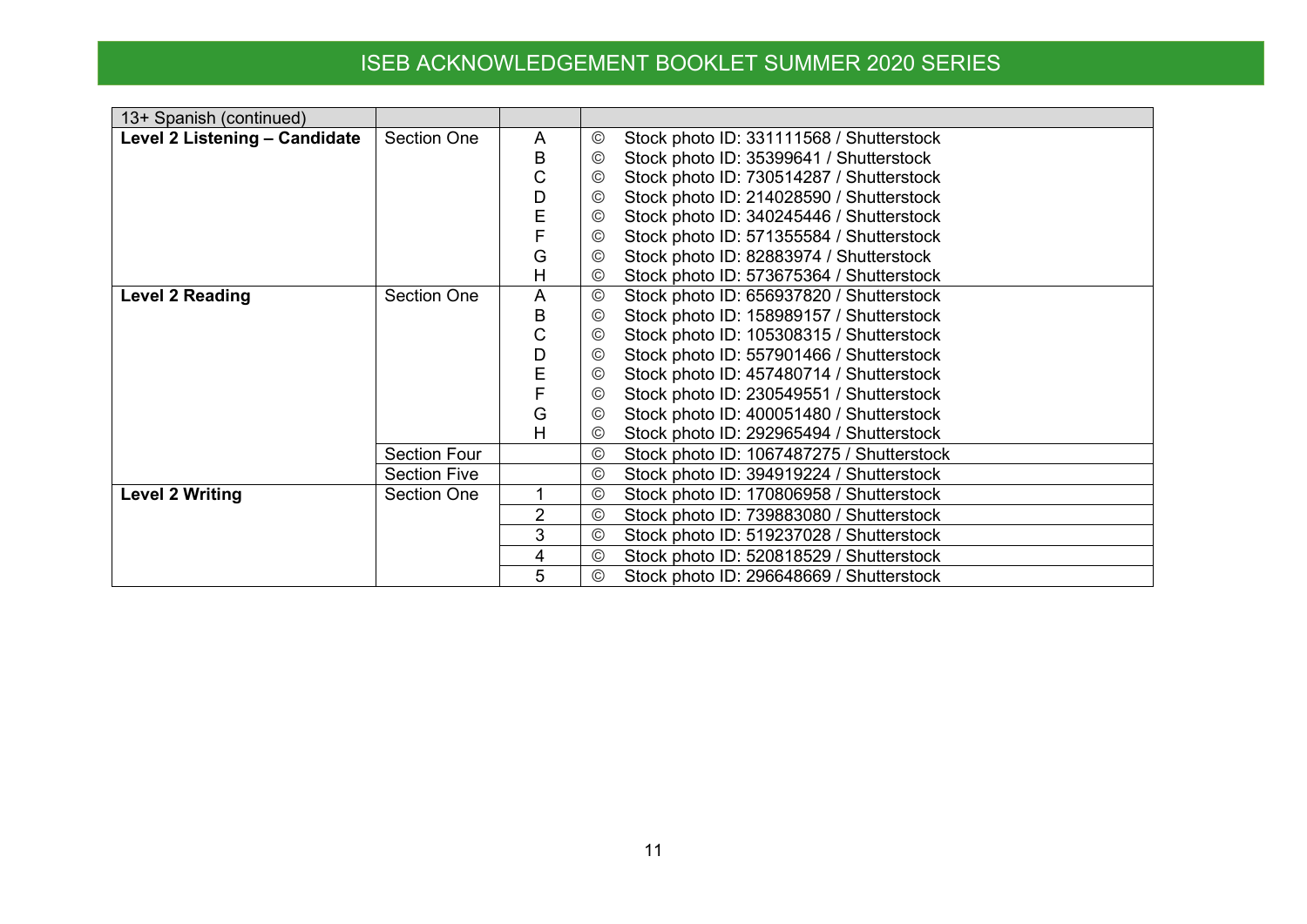# ISEB ACKNOWLEDGEMENT BOOKLET SUMMER 2020 SERIES

| 13+ Spanish (continued) | | | |
|---|---|---|---|
| **Level 2 Listening – Candidate** | Section One | A | © Stock photo ID: 331111568 / Shutterstock |
| | | B | © Stock photo ID: 35399641 / Shutterstock |
| | | C | © Stock photo ID: 730514287 / Shutterstock |
| | | D | © Stock photo ID: 214028590 / Shutterstock |
| | | E | © Stock photo ID: 340245446 / Shutterstock |
| | | F | © Stock photo ID: 571355584 / Shutterstock |
| | | G | © Stock photo ID: 82883974 / Shutterstock |
| | | H | © Stock photo ID: 573675364 / Shutterstock |
| **Level 2 Reading** | Section One | A | © Stock photo ID: 656937820 / Shutterstock |
| | | B | © Stock photo ID: 158989157 / Shutterstock |
| | | C | © Stock photo ID: 105308315 / Shutterstock |
| | | D | © Stock photo ID: 557901466 / Shutterstock |
| | | E | © Stock photo ID: 457480714 / Shutterstock |
| | | F | © Stock photo ID: 230549551 / Shutterstock |
| | | G | © Stock photo ID: 400051480 / Shutterstock |
| | | H | © Stock photo ID: 292965494 / Shutterstock |
| | Section Four | | © Stock photo ID: 1067487275 / Shutterstock |
| | Section Five | | © Stock photo ID: 394919224 / Shutterstock |
| **Level 2 Writing** | Section One | 1 | © Stock photo ID: 170806958 / Shutterstock |
| | | 2 | © Stock photo ID: 739883080 / Shutterstock |
| | | 3 | © Stock photo ID: 519237028 / Shutterstock |
| | | 4 | © Stock photo ID: 520818529 / Shutterstock |
| | | 5 | © Stock photo ID: 296648669 / Shutterstock |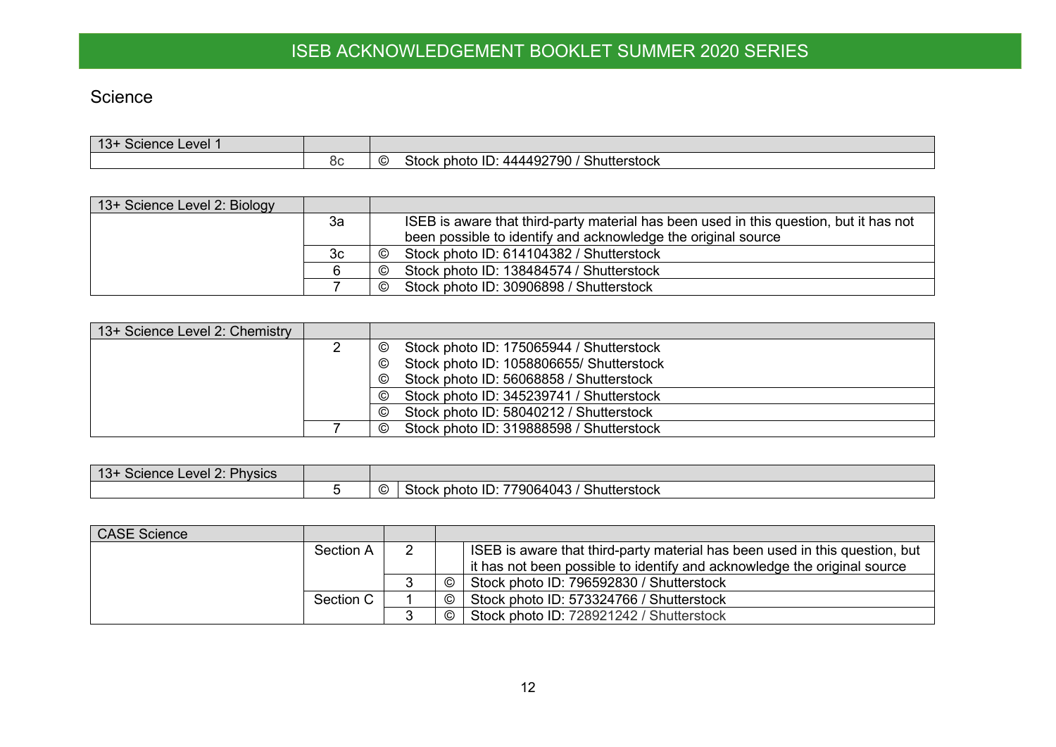# ISEB ACKNOWLEDGEMENT BOOKLET SUMMER 2020 SERIES

## Science

| 13+ Science Level 1 | | | |
|---|---|---|---|
| | 8c | © | Stock photo ID: 444492790 / Shutterstock |

| 13+ Science Level 2: Biology | | | |
|---|---|---|---|
| | 3a | | ISEB is aware that third-party material has been used in this question, but it has not been possible to identify and acknowledge the original source |
| | 3c | © | Stock photo ID: 614104382 / Shutterstock |
| | 6 | © | Stock photo ID: 138484574 / Shutterstock |
| | 7 | © | Stock photo ID: 30906898 / Shutterstock |

| 13+ Science Level 2: Chemistry | | | |
|---|---|---|---|
| | 2 | © | Stock photo ID: 175065944 / Shutterstock |
| | | © | Stock photo ID: 1058806655/ Shutterstock |
| | | © | Stock photo ID: 56068858 / Shutterstock |
| | | © | Stock photo ID: 345239741 / Shutterstock |
| | | © | Stock photo ID: 58040212 / Shutterstock |
| | 7 | © | Stock photo ID: 319888598 / Shutterstock |

| 13+ Science Level 2: Physics | | | |
|---|---|---|---|
| | 5 | © | Stock photo ID: 779064043 / Shutterstock |

| CASE Science | | | | |
|---|---|---|---|---|
| | Section A | 2 | | ISEB is aware that third-party material has been used in this question, but it has not been possible to identify and acknowledge the original source |
| | | 3 | © | Stock photo ID: 796592830 / Shutterstock |
| | Section C | 1 | © | Stock photo ID: 573324766 / Shutterstock |
| | | 3 | © | Stock photo ID: 728921242 / Shutterstock |